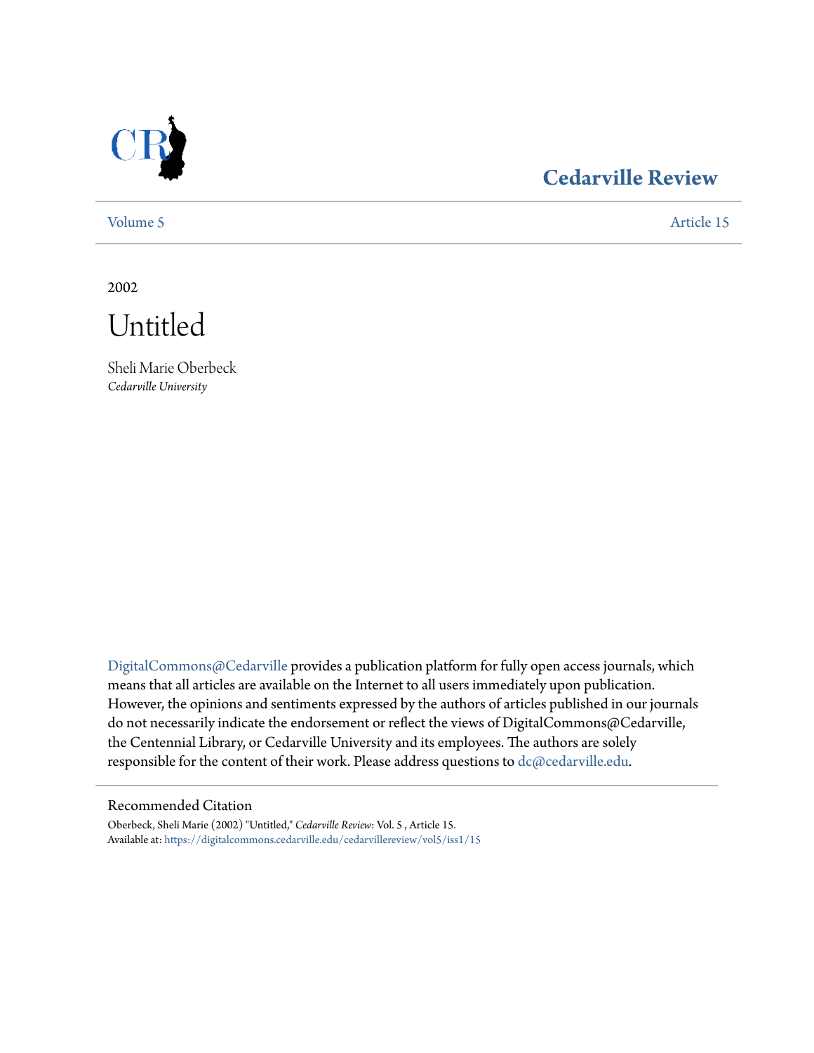# Cedarville Review

Volume 5 | Article 15

2002

# Untitled

Sheli Marie Oberbeck
*Cedarville University*

DigitalCommons@Cedarville provides a publication platform for fully open access journals, which means that all articles are available on the Internet to all users immediately upon publication. However, the opinions and sentiments expressed by the authors of articles published in our journals do not necessarily indicate the endorsement or reflect the views of DigitalCommons@Cedarville, the Centennial Library, or Cedarville University and its employees. The authors are solely responsible for the content of their work. Please address questions to dc@cedarville.edu.

## Recommended Citation

Oberbeck, Sheli Marie (2002) "Untitled," *Cedarville Review*: Vol. 5 , Article 15.
Available at: https://digitalcommons.cedarville.edu/cedarvillereview/vol5/iss1/15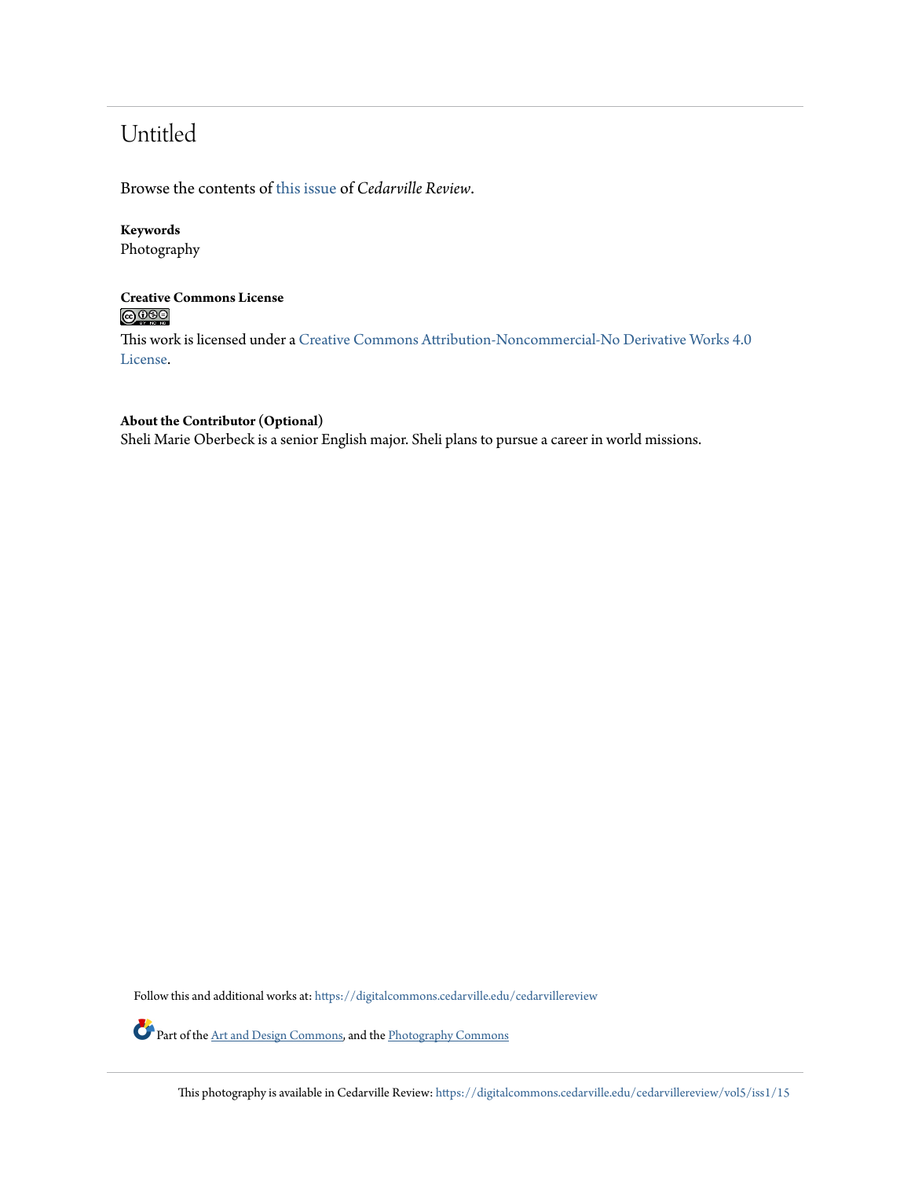## Untitled

Browse the contents of this issue of *Cedarville Review*.

**Keywords**
Photography

**Creative Commons License**

This work is licensed under a Creative Commons Attribution-Noncommercial-No Derivative Works 4.0 License.

**About the Contributor (Optional)**
Sheli Marie Oberbeck is a senior English major. Sheli plans to pursue a career in world missions.

Follow this and additional works at: https://digitalcommons.cedarville.edu/cedarvillereview

Part of the Art and Design Commons, and the Photography Commons

This photography is available in Cedarville Review: https://digitalcommons.cedarville.edu/cedarvillereview/vol5/iss1/15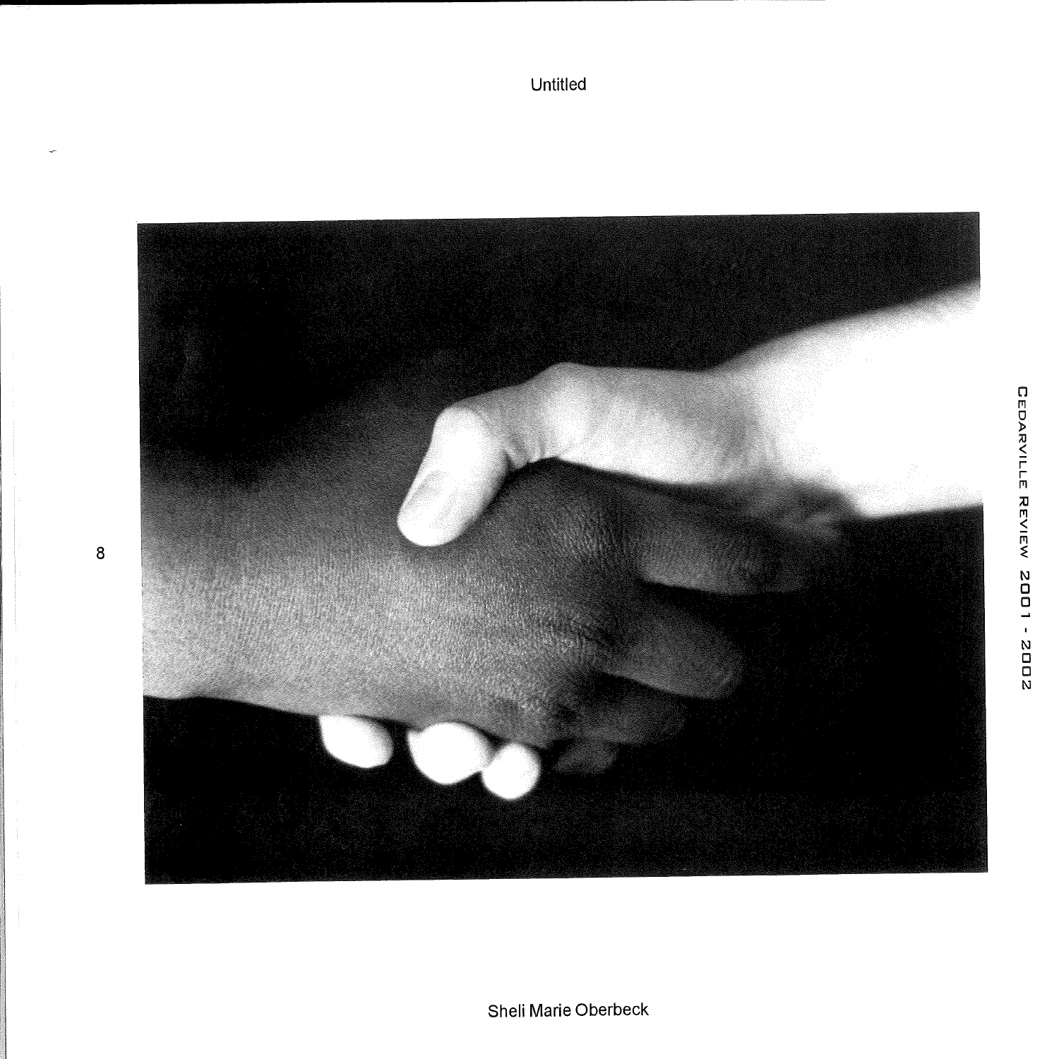Untitled

Sheli Marie Oberbeck